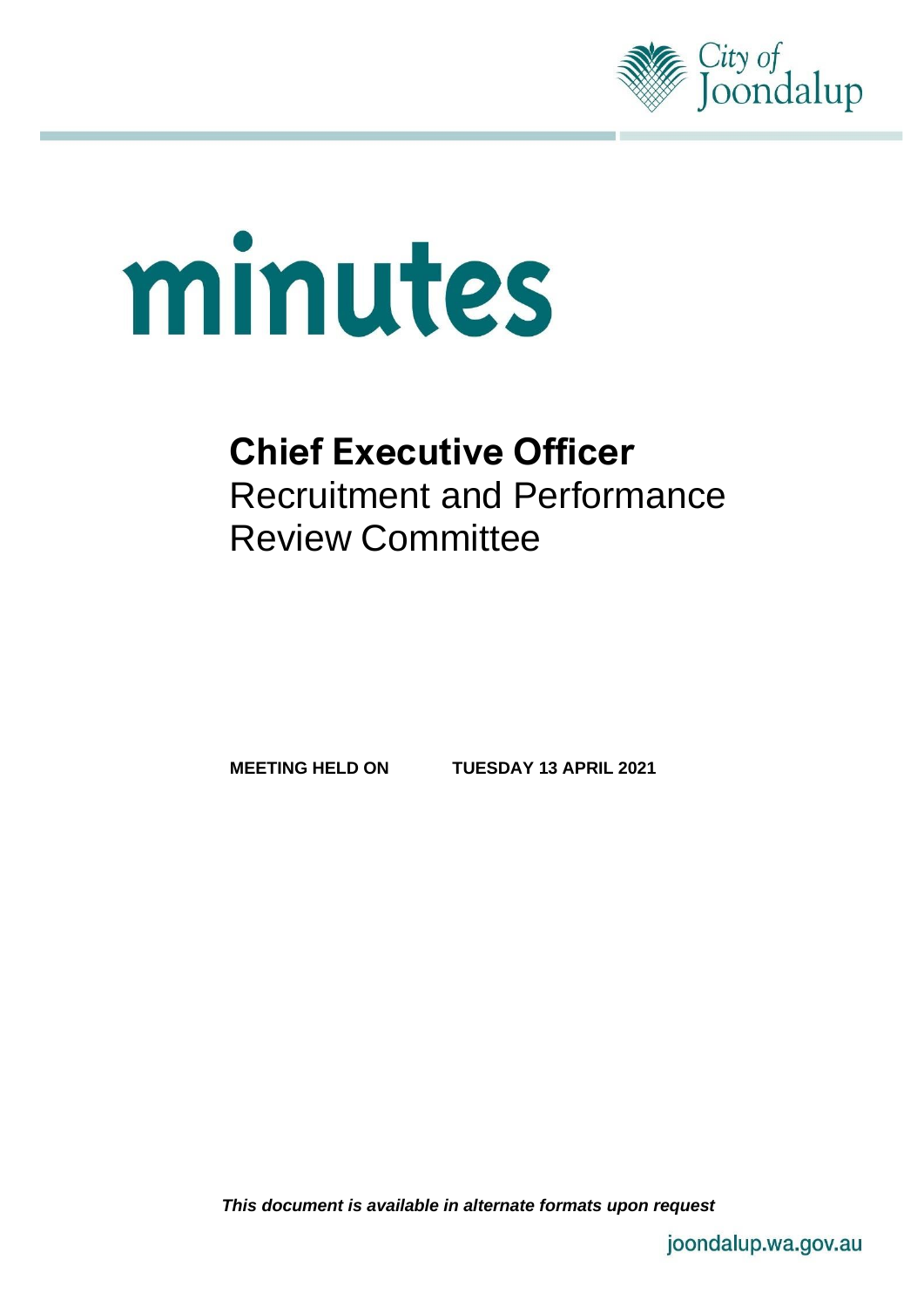City of Joondalup

# minutes

## Chief Executive Officer

## Recruitment and Performance Review Committee

**MEETING HELD ON TUESDAY 13 APRIL 2021**

***This document is available in alternate formats upon request***

joondalup.wa.gov.au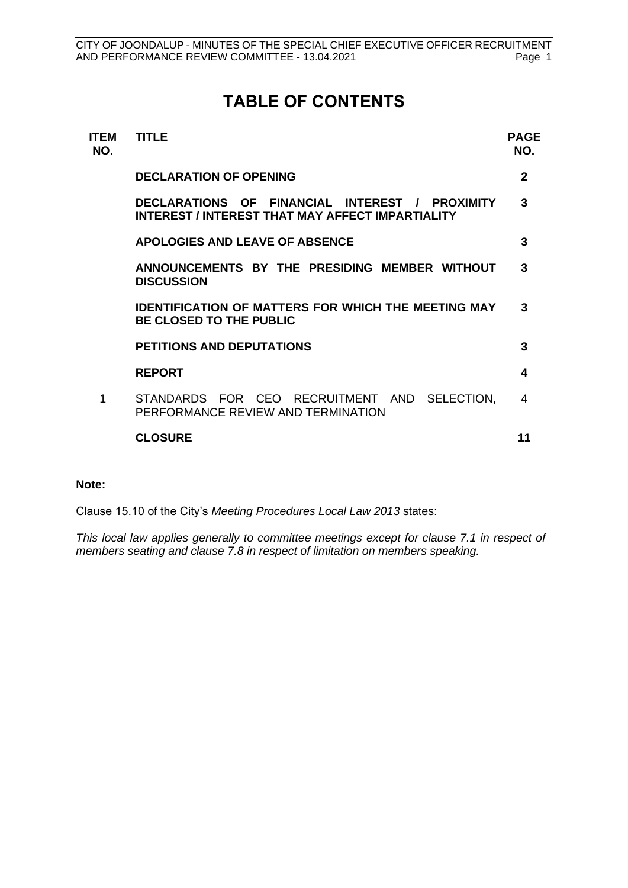# TABLE OF CONTENTS

| ITEM NO. | TITLE | PAGE NO. |
|---|---|---|
| | **DECLARATION OF OPENING** | **2** |
| | **DECLARATIONS OF FINANCIAL INTEREST / PROXIMITY INTEREST / INTEREST THAT MAY AFFECT IMPARTIALITY** | **3** |
| | **APOLOGIES AND LEAVE OF ABSENCE** | **3** |
| | **ANNOUNCEMENTS BY THE PRESIDING MEMBER WITHOUT DISCUSSION** | **3** |
| | **IDENTIFICATION OF MATTERS FOR WHICH THE MEETING MAY BE CLOSED TO THE PUBLIC** | **3** |
| | **PETITIONS AND DEPUTATIONS** | **3** |
| | **REPORT** | **4** |
| 1 | STANDARDS FOR CEO RECRUITMENT AND SELECTION, PERFORMANCE REVIEW AND TERMINATION | 4 |
| | **CLOSURE** | **11** |

**Note:**

Clause 15.10 of the City's *Meeting Procedures Local Law 2013* states:

*This local law applies generally to committee meetings except for clause 7.1 in respect of members seating and clause 7.8 in respect of limitation on members speaking.*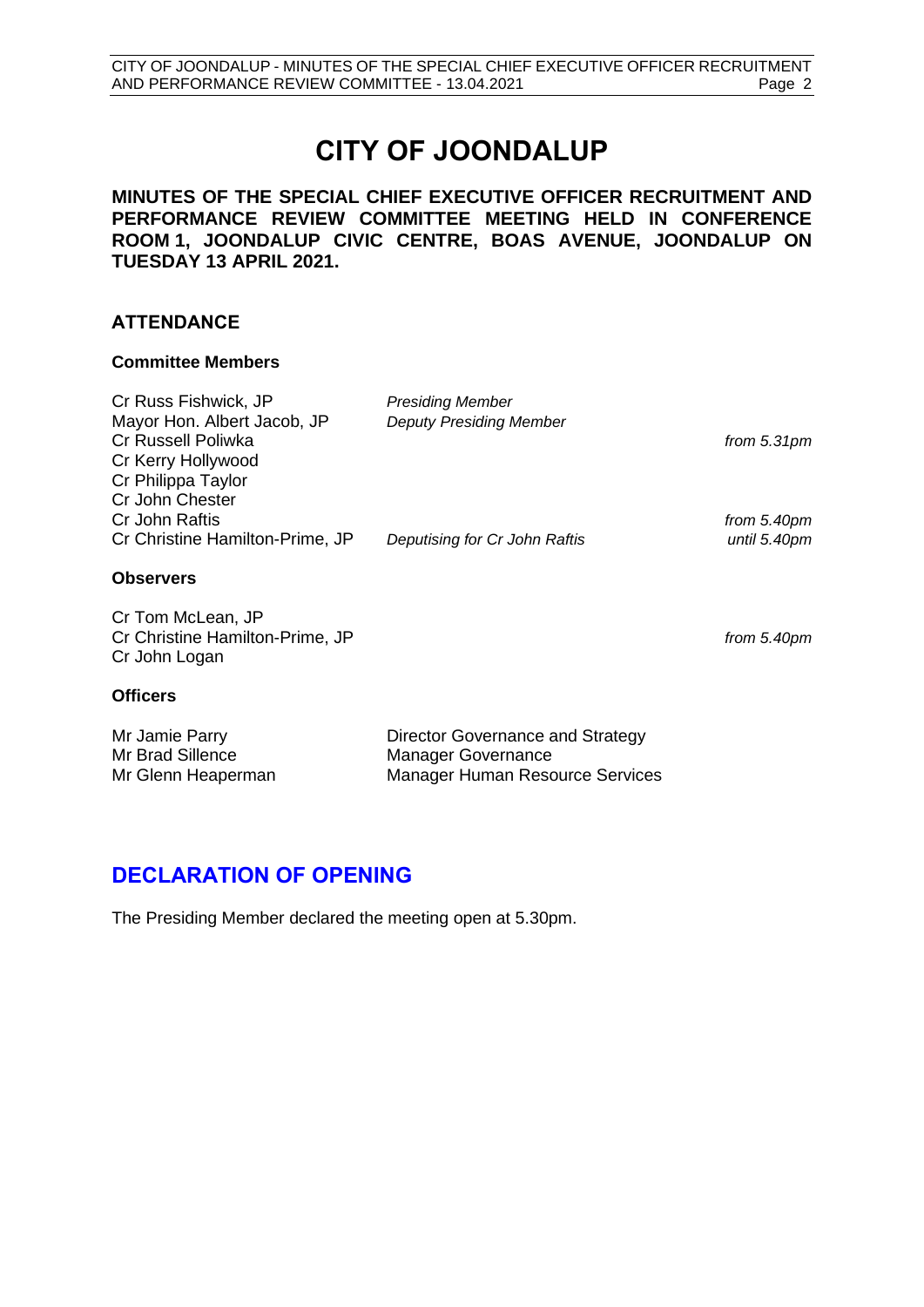# CITY OF JOONDALUP

**MINUTES OF THE SPECIAL CHIEF EXECUTIVE OFFICER RECRUITMENT AND PERFORMANCE REVIEW COMMITTEE MEETING HELD IN CONFERENCE ROOM 1, JOONDALUP CIVIC CENTRE, BOAS AVENUE, JOONDALUP ON TUESDAY 13 APRIL 2021.**

## ATTENDANCE

### Committee Members

| | | |
|---|---|---|
| Cr Russ Fishwick, JP | *Presiding Member* | |
| Mayor Hon. Albert Jacob, JP | *Deputy Presiding Member* | |
| Cr Russell Poliwka | | *from 5.31pm* |
| Cr Kerry Hollywood | | |
| Cr Philippa Taylor | | |
| Cr John Chester | | |
| Cr John Raftis | | *from 5.40pm* |
| Cr Christine Hamilton-Prime, JP | *Deputising for Cr John Raftis* | *until 5.40pm* |

### Observers

| | |
|---|---|
| Cr Tom McLean, JP | |
| Cr Christine Hamilton-Prime, JP | *from 5.40pm* |
| Cr John Logan | |

### Officers

| | |
|---|---|
| Mr Jamie Parry | Director Governance and Strategy |
| Mr Brad Sillence | Manager Governance |
| Mr Glenn Heaperman | Manager Human Resource Services |

## DECLARATION OF OPENING

The Presiding Member declared the meeting open at 5.30pm.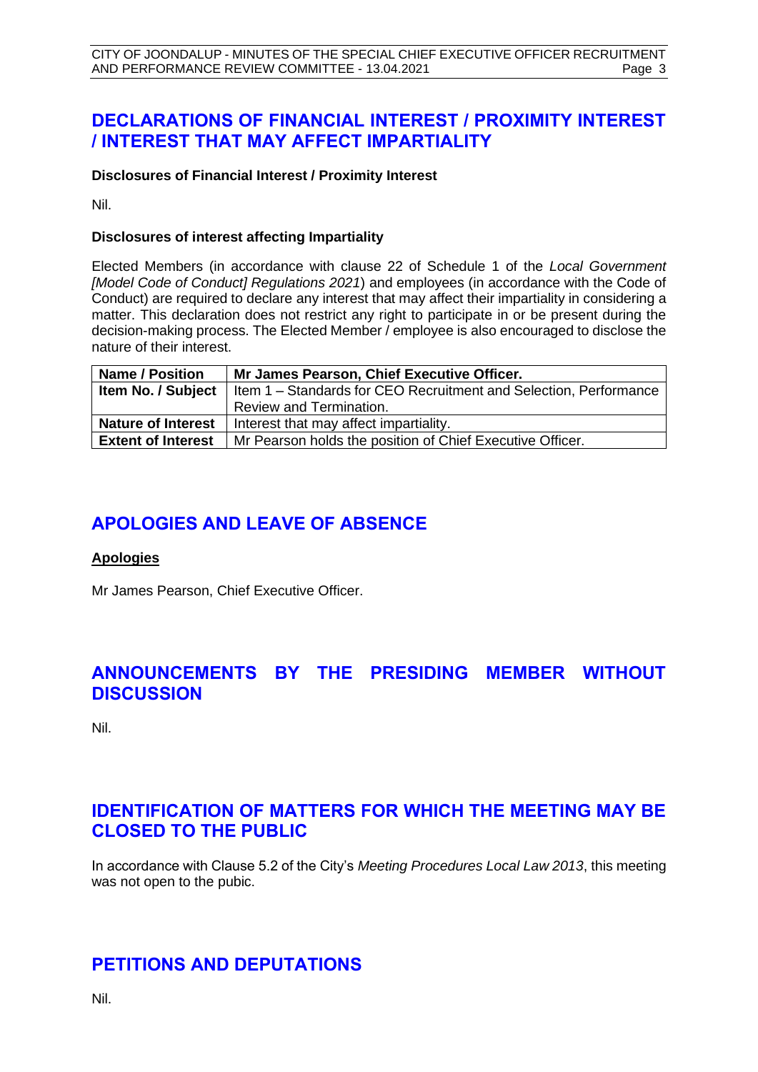# DECLARATIONS OF FINANCIAL INTEREST / PROXIMITY INTEREST / INTEREST THAT MAY AFFECT IMPARTIALITY

**Disclosures of Financial Interest / Proximity Interest**

Nil.

**Disclosures of interest affecting Impartiality**

Elected Members (in accordance with clause 22 of Schedule 1 of the *Local Government [Model Code of Conduct] Regulations 2021*) and employees (in accordance with the Code of Conduct) are required to declare any interest that may affect their impartiality in considering a matter. This declaration does not restrict any right to participate in or be present during the decision-making process. The Elected Member / employee is also encouraged to disclose the nature of their interest.

| **Name / Position** | **Mr James Pearson, Chief Executive Officer.** |
|---|---|
| **Item No. / Subject** | Item 1 – Standards for CEO Recruitment and Selection, Performance Review and Termination. |
| **Nature of Interest** | Interest that may affect impartiality. |
| **Extent of Interest** | Mr Pearson holds the position of Chief Executive Officer. |

# APOLOGIES AND LEAVE OF ABSENCE

**Apologies**

Mr James Pearson, Chief Executive Officer.

# ANNOUNCEMENTS BY THE PRESIDING MEMBER WITHOUT DISCUSSION

Nil.

# IDENTIFICATION OF MATTERS FOR WHICH THE MEETING MAY BE CLOSED TO THE PUBLIC

In accordance with Clause 5.2 of the City's *Meeting Procedures Local Law 2013*, this meeting was not open to the pubic.

# PETITIONS AND DEPUTATIONS

Nil.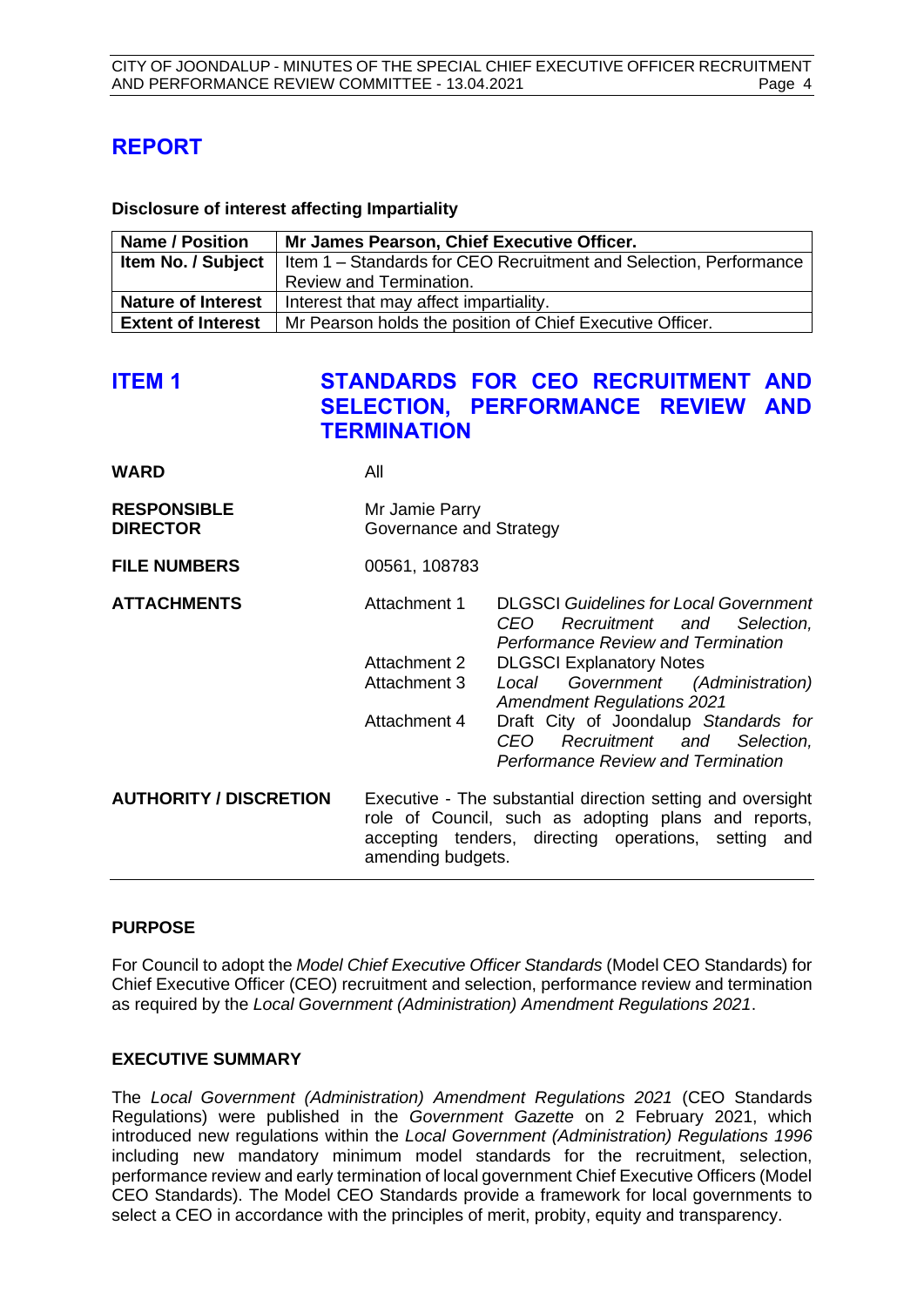# REPORT

**Disclosure of interest affecting Impartiality**

| **Name / Position** | **Mr James Pearson, Chief Executive Officer.** |
|---|---|
| **Item No. / Subject** | Item 1 – Standards for CEO Recruitment and Selection, Performance Review and Termination. |
| **Nature of Interest** | Interest that may affect impartiality. |
| **Extent of Interest** | Mr Pearson holds the position of Chief Executive Officer. |

## ITEM 1 STANDARDS FOR CEO RECRUITMENT AND SELECTION, PERFORMANCE REVIEW AND TERMINATION

**WARD** All

**RESPONSIBLE DIRECTOR** Mr Jamie Parry
Governance and Strategy

**FILE NUMBERS** 00561, 108783

**ATTACHMENTS**

| | |
|---|---|
| Attachment 1 | DLGSCI *Guidelines for Local Government CEO Recruitment and Selection, Performance Review and Termination* |
| Attachment 2 | DLGSCI Explanatory Notes |
| Attachment 3 | *Local Government (Administration) Amendment Regulations 2021* |
| Attachment 4 | Draft City of Joondalup *Standards for CEO Recruitment and Selection, Performance Review and Termination* |

**AUTHORITY / DISCRETION** Executive - The substantial direction setting and oversight role of Council, such as adopting plans and reports, accepting tenders, directing operations, setting and amending budgets.

---

### PURPOSE

For Council to adopt the *Model Chief Executive Officer Standards* (Model CEO Standards) for Chief Executive Officer (CEO) recruitment and selection, performance review and termination as required by the *Local Government (Administration) Amendment Regulations 2021*.

### EXECUTIVE SUMMARY

The *Local Government (Administration) Amendment Regulations 2021* (CEO Standards Regulations) were published in the *Government Gazette* on 2 February 2021, which introduced new regulations within the *Local Government (Administration) Regulations 1996* including new mandatory minimum model standards for the recruitment, selection, performance review and early termination of local government Chief Executive Officers (Model CEO Standards). The Model CEO Standards provide a framework for local governments to select a CEO in accordance with the principles of merit, probity, equity and transparency.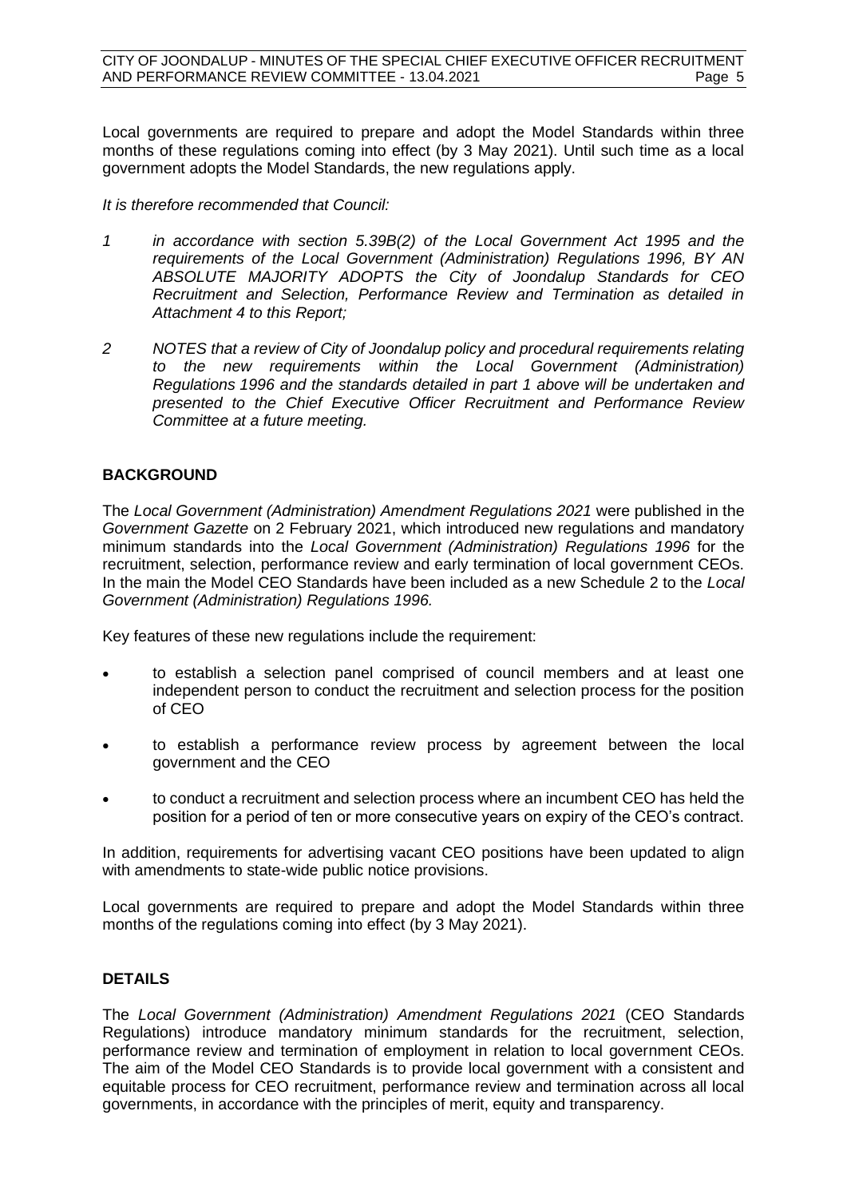Local governments are required to prepare and adopt the Model Standards within three months of these regulations coming into effect (by 3 May 2021). Until such time as a local government adopts the Model Standards, the new regulations apply.

*It is therefore recommended that Council:*

1. *in accordance with section 5.39B(2) of the Local Government Act 1995 and the requirements of the Local Government (Administration) Regulations 1996, BY AN ABSOLUTE MAJORITY ADOPTS the City of Joondalup Standards for CEO Recruitment and Selection, Performance Review and Termination as detailed in Attachment 4 to this Report;*

2. *NOTES that a review of City of Joondalup policy and procedural requirements relating to the new requirements within the Local Government (Administration) Regulations 1996 and the standards detailed in part 1 above will be undertaken and presented to the Chief Executive Officer Recruitment and Performance Review Committee at a future meeting.*

## BACKGROUND

The *Local Government (Administration) Amendment Regulations 2021* were published in the *Government Gazette* on 2 February 2021, which introduced new regulations and mandatory minimum standards into the *Local Government (Administration) Regulations 1996* for the recruitment, selection, performance review and early termination of local government CEOs. In the main the Model CEO Standards have been included as a new Schedule 2 to the *Local Government (Administration) Regulations 1996.*

Key features of these new regulations include the requirement:

- to establish a selection panel comprised of council members and at least one independent person to conduct the recruitment and selection process for the position of CEO
- to establish a performance review process by agreement between the local government and the CEO
- to conduct a recruitment and selection process where an incumbent CEO has held the position for a period of ten or more consecutive years on expiry of the CEO's contract.

In addition, requirements for advertising vacant CEO positions have been updated to align with amendments to state-wide public notice provisions.

Local governments are required to prepare and adopt the Model Standards within three months of the regulations coming into effect (by 3 May 2021).

## DETAILS

The *Local Government (Administration) Amendment Regulations 2021* (CEO Standards Regulations) introduce mandatory minimum standards for the recruitment, selection, performance review and termination of employment in relation to local government CEOs. The aim of the Model CEO Standards is to provide local government with a consistent and equitable process for CEO recruitment, performance review and termination across all local governments, in accordance with the principles of merit, equity and transparency.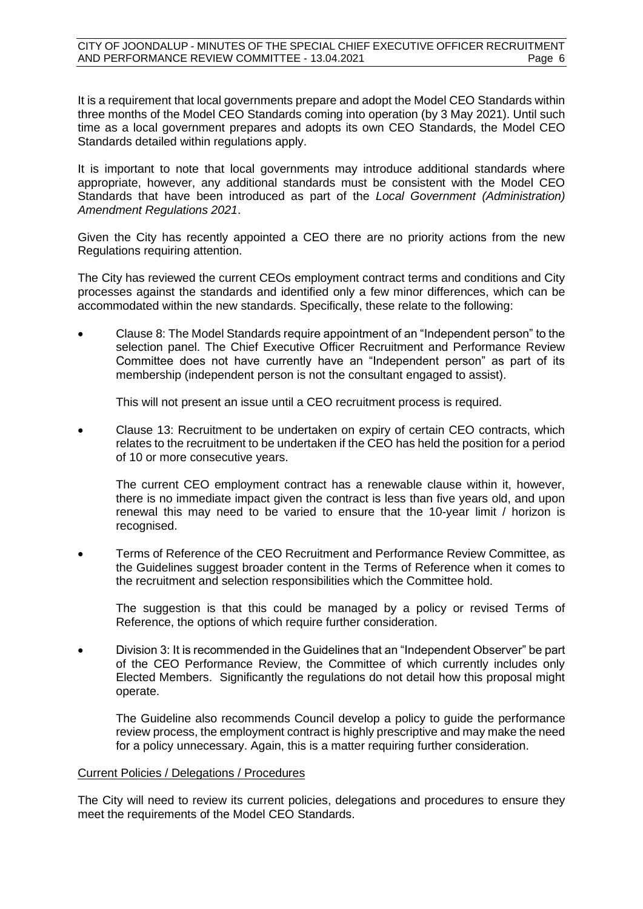It is a requirement that local governments prepare and adopt the Model CEO Standards within three months of the Model CEO Standards coming into operation (by 3 May 2021). Until such time as a local government prepares and adopts its own CEO Standards, the Model CEO Standards detailed within regulations apply.

It is important to note that local governments may introduce additional standards where appropriate, however, any additional standards must be consistent with the Model CEO Standards that have been introduced as part of the *Local Government (Administration) Amendment Regulations 2021*.

Given the City has recently appointed a CEO there are no priority actions from the new Regulations requiring attention.

The City has reviewed the current CEOs employment contract terms and conditions and City processes against the standards and identified only a few minor differences, which can be accommodated within the new standards. Specifically, these relate to the following:

- Clause 8: The Model Standards require appointment of an "Independent person" to the selection panel. The Chief Executive Officer Recruitment and Performance Review Committee does not have currently have an "Independent person" as part of its membership (independent person is not the consultant engaged to assist).

  This will not present an issue until a CEO recruitment process is required.

- Clause 13: Recruitment to be undertaken on expiry of certain CEO contracts, which relates to the recruitment to be undertaken if the CEO has held the position for a period of 10 or more consecutive years.

  The current CEO employment contract has a renewable clause within it, however, there is no immediate impact given the contract is less than five years old, and upon renewal this may need to be varied to ensure that the 10-year limit / horizon is recognised.

- Terms of Reference of the CEO Recruitment and Performance Review Committee, as the Guidelines suggest broader content in the Terms of Reference when it comes to the recruitment and selection responsibilities which the Committee hold.

  The suggestion is that this could be managed by a policy or revised Terms of Reference, the options of which require further consideration.

- Division 3: It is recommended in the Guidelines that an "Independent Observer" be part of the CEO Performance Review, the Committee of which currently includes only Elected Members. Significantly the regulations do not detail how this proposal might operate.

  The Guideline also recommends Council develop a policy to guide the performance review process, the employment contract is highly prescriptive and may make the need for a policy unnecessary. Again, this is a matter requiring further consideration.

<u>Current Policies / Delegations / Procedures</u>

The City will need to review its current policies, delegations and procedures to ensure they meet the requirements of the Model CEO Standards.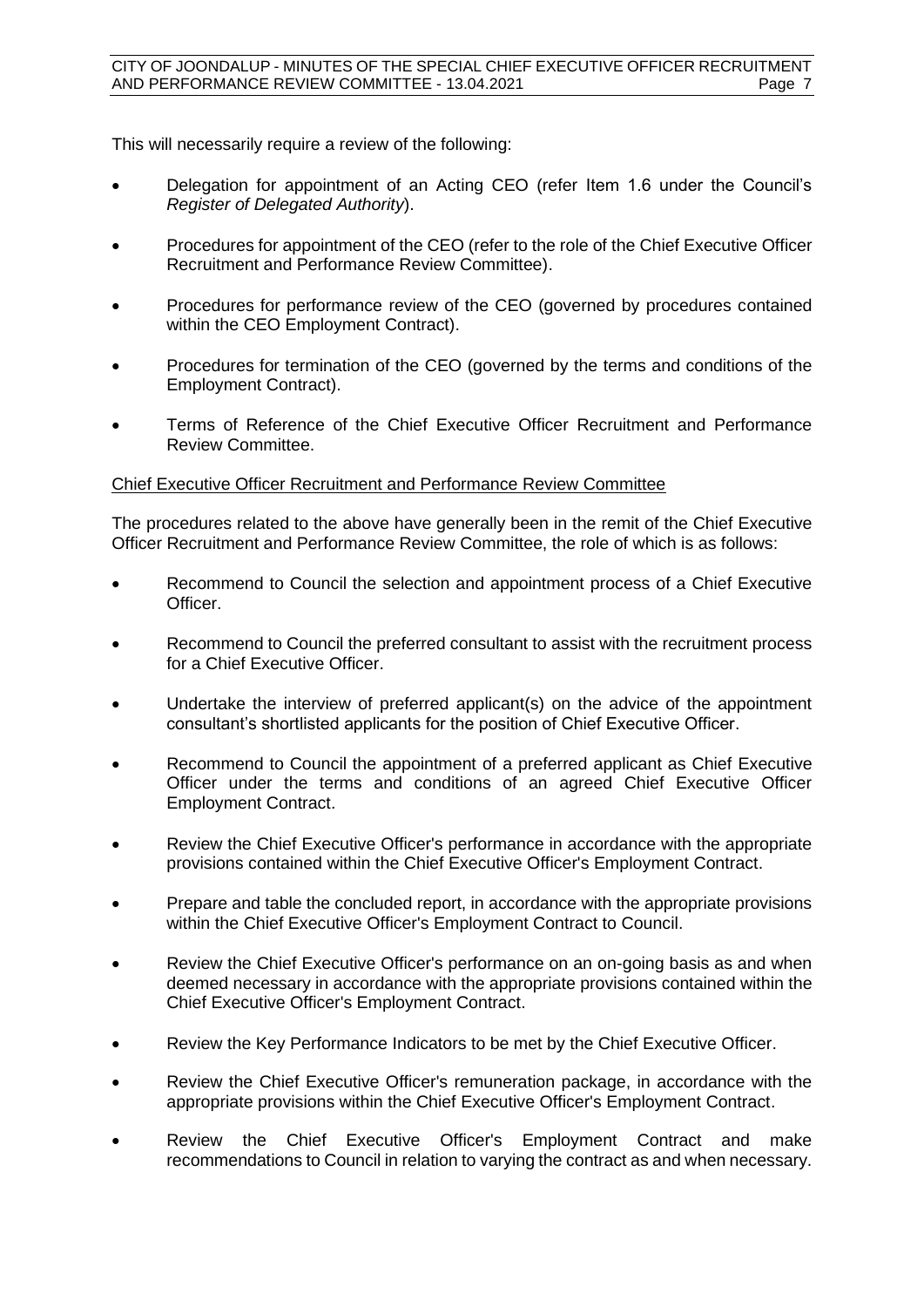This will necessarily require a review of the following:

- Delegation for appointment of an Acting CEO (refer Item 1.6 under the Council's *Register of Delegated Authority*).
- Procedures for appointment of the CEO (refer to the role of the Chief Executive Officer Recruitment and Performance Review Committee).
- Procedures for performance review of the CEO (governed by procedures contained within the CEO Employment Contract).
- Procedures for termination of the CEO (governed by the terms and conditions of the Employment Contract).
- Terms of Reference of the Chief Executive Officer Recruitment and Performance Review Committee.

<u>Chief Executive Officer Recruitment and Performance Review Committee</u>

The procedures related to the above have generally been in the remit of the Chief Executive Officer Recruitment and Performance Review Committee, the role of which is as follows:

- Recommend to Council the selection and appointment process of a Chief Executive Officer.
- Recommend to Council the preferred consultant to assist with the recruitment process for a Chief Executive Officer.
- Undertake the interview of preferred applicant(s) on the advice of the appointment consultant's shortlisted applicants for the position of Chief Executive Officer.
- Recommend to Council the appointment of a preferred applicant as Chief Executive Officer under the terms and conditions of an agreed Chief Executive Officer Employment Contract.
- Review the Chief Executive Officer's performance in accordance with the appropriate provisions contained within the Chief Executive Officer's Employment Contract.
- Prepare and table the concluded report, in accordance with the appropriate provisions within the Chief Executive Officer's Employment Contract to Council.
- Review the Chief Executive Officer's performance on an on-going basis as and when deemed necessary in accordance with the appropriate provisions contained within the Chief Executive Officer's Employment Contract.
- Review the Key Performance Indicators to be met by the Chief Executive Officer.
- Review the Chief Executive Officer's remuneration package, in accordance with the appropriate provisions within the Chief Executive Officer's Employment Contract.
- Review the Chief Executive Officer's Employment Contract and make recommendations to Council in relation to varying the contract as and when necessary.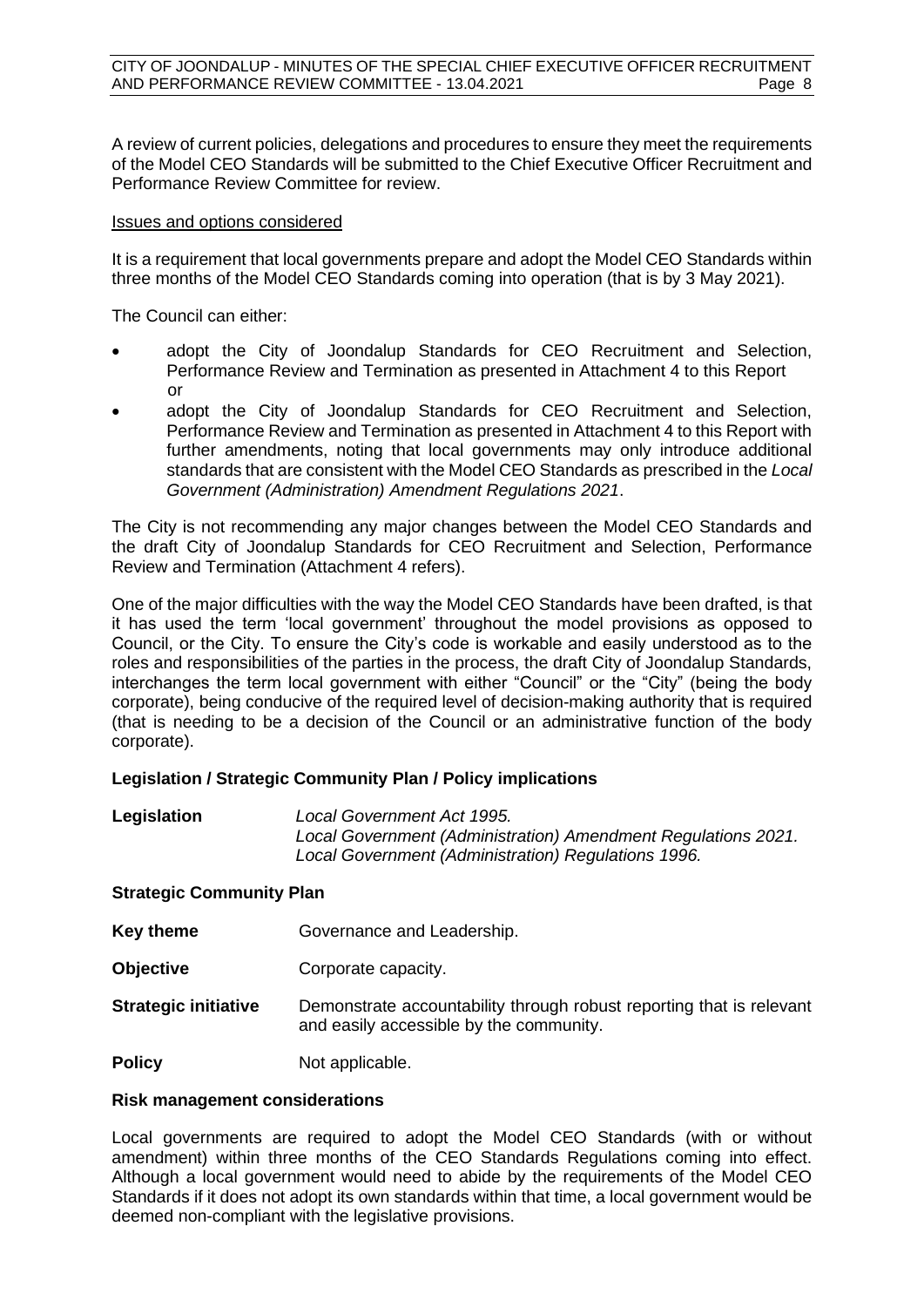A review of current policies, delegations and procedures to ensure they meet the requirements of the Model CEO Standards will be submitted to the Chief Executive Officer Recruitment and Performance Review Committee for review.

Issues and options considered

It is a requirement that local governments prepare and adopt the Model CEO Standards within three months of the Model CEO Standards coming into operation (that is by 3 May 2021).

The Council can either:

- adopt the City of Joondalup Standards for CEO Recruitment and Selection, Performance Review and Termination as presented in Attachment 4 to this Report or
- adopt the City of Joondalup Standards for CEO Recruitment and Selection, Performance Review and Termination as presented in Attachment 4 to this Report with further amendments, noting that local governments may only introduce additional standards that are consistent with the Model CEO Standards as prescribed in the *Local Government (Administration) Amendment Regulations 2021*.

The City is not recommending any major changes between the Model CEO Standards and the draft City of Joondalup Standards for CEO Recruitment and Selection, Performance Review and Termination (Attachment 4 refers).

One of the major difficulties with the way the Model CEO Standards have been drafted, is that it has used the term 'local government' throughout the model provisions as opposed to Council, or the City. To ensure the City's code is workable and easily understood as to the roles and responsibilities of the parties in the process, the draft City of Joondalup Standards, interchanges the term local government with either "Council" or the "City" (being the body corporate), being conducive of the required level of decision-making authority that is required (that is needing to be a decision of the Council or an administrative function of the body corporate).

**Legislation / Strategic Community Plan / Policy implications**

**Legislation** *Local Government Act 1995.*
*Local Government (Administration) Amendment Regulations 2021.*
*Local Government (Administration) Regulations 1996.*

**Strategic Community Plan**

**Key theme** Governance and Leadership.

**Objective** Corporate capacity.

**Strategic initiative** Demonstrate accountability through robust reporting that is relevant and easily accessible by the community.

**Policy** Not applicable.

**Risk management considerations**

Local governments are required to adopt the Model CEO Standards (with or without amendment) within three months of the CEO Standards Regulations coming into effect. Although a local government would need to abide by the requirements of the Model CEO Standards if it does not adopt its own standards within that time, a local government would be deemed non-compliant with the legislative provisions.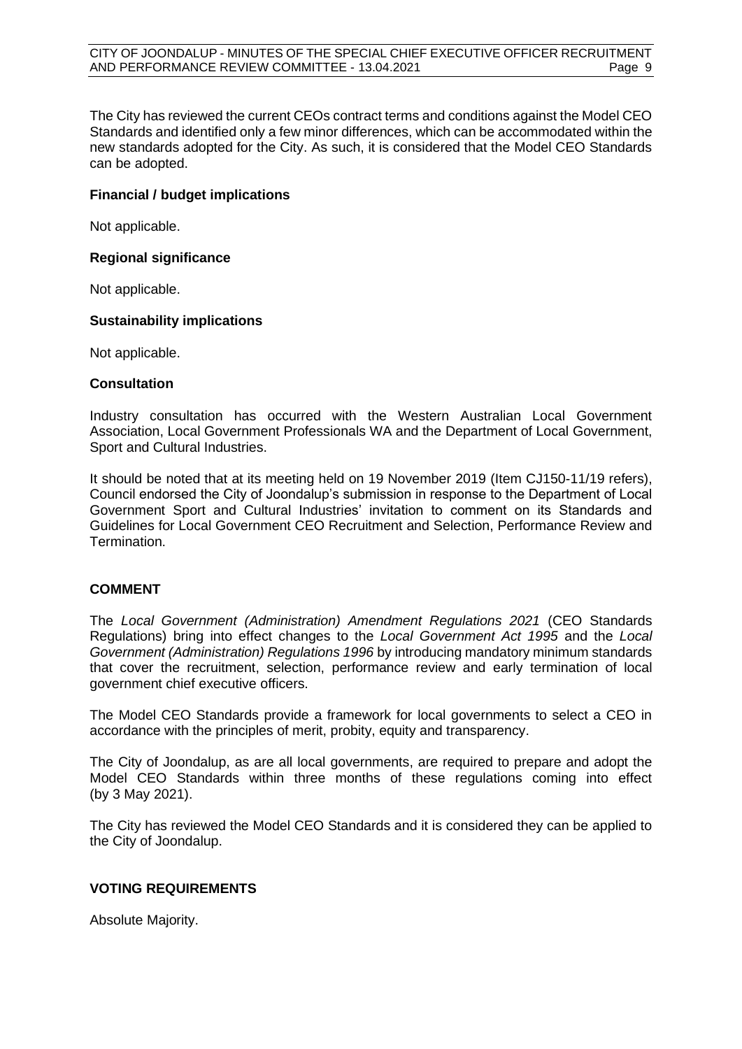The City has reviewed the current CEOs contract terms and conditions against the Model CEO Standards and identified only a few minor differences, which can be accommodated within the new standards adopted for the City. As such, it is considered that the Model CEO Standards can be adopted.

**Financial / budget implications**

Not applicable.

**Regional significance**

Not applicable.

**Sustainability implications**

Not applicable.

**Consultation**

Industry consultation has occurred with the Western Australian Local Government Association, Local Government Professionals WA and the Department of Local Government, Sport and Cultural Industries.

It should be noted that at its meeting held on 19 November 2019 (Item CJ150-11/19 refers), Council endorsed the City of Joondalup's submission in response to the Department of Local Government Sport and Cultural Industries' invitation to comment on its Standards and Guidelines for Local Government CEO Recruitment and Selection, Performance Review and Termination.

## COMMENT

The *Local Government (Administration) Amendment Regulations 2021* (CEO Standards Regulations) bring into effect changes to the *Local Government Act 1995* and the *Local Government (Administration) Regulations 1996* by introducing mandatory minimum standards that cover the recruitment, selection, performance review and early termination of local government chief executive officers.

The Model CEO Standards provide a framework for local governments to select a CEO in accordance with the principles of merit, probity, equity and transparency.

The City of Joondalup, as are all local governments, are required to prepare and adopt the Model CEO Standards within three months of these regulations coming into effect (by 3 May 2021).

The City has reviewed the Model CEO Standards and it is considered they can be applied to the City of Joondalup.

## VOTING REQUIREMENTS

Absolute Majority.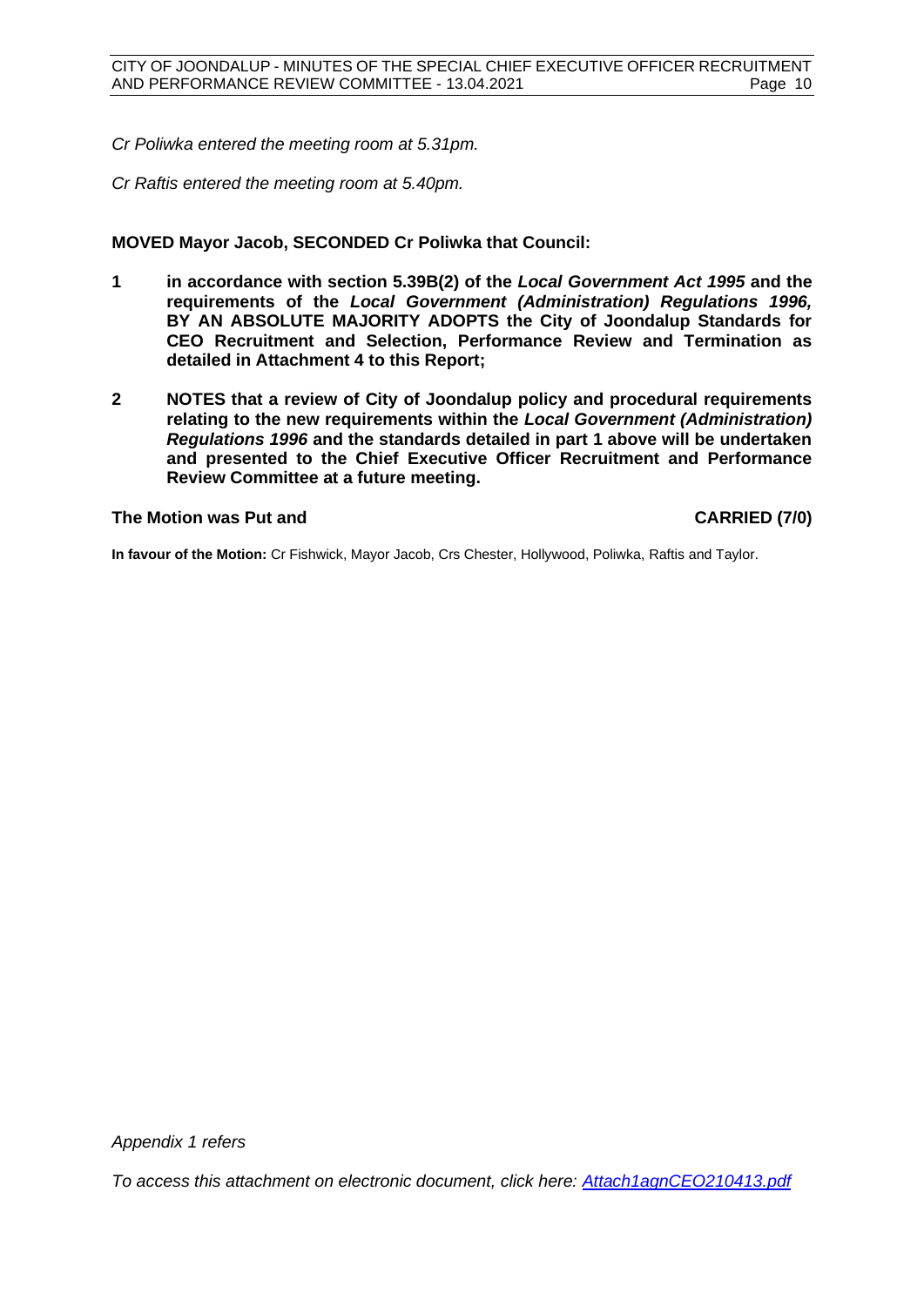*Cr Poliwka entered the meeting room at 5.31pm.*

*Cr Raftis entered the meeting room at 5.40pm.*

**MOVED Mayor Jacob, SECONDED Cr Poliwka that Council:**

**1 in accordance with section 5.39B(2) of the *Local Government Act 1995* and the requirements of the *Local Government (Administration) Regulations 1996,* BY AN ABSOLUTE MAJORITY ADOPTS the City of Joondalup Standards for CEO Recruitment and Selection, Performance Review and Termination as detailed in Attachment 4 to this Report;**

**2 NOTES that a review of City of Joondalup policy and procedural requirements relating to the new requirements within the *Local Government (Administration) Regulations 1996* and the standards detailed in part 1 above will be undertaken and presented to the Chief Executive Officer Recruitment and Performance Review Committee at a future meeting.**

**The Motion was Put and CARRIED (7/0)**

**In favour of the Motion:** Cr Fishwick, Mayor Jacob, Crs Chester, Hollywood, Poliwka, Raftis and Taylor.

*Appendix 1 refers*

*To access this attachment on electronic document, click here: Attach1agnCEO210413.pdf*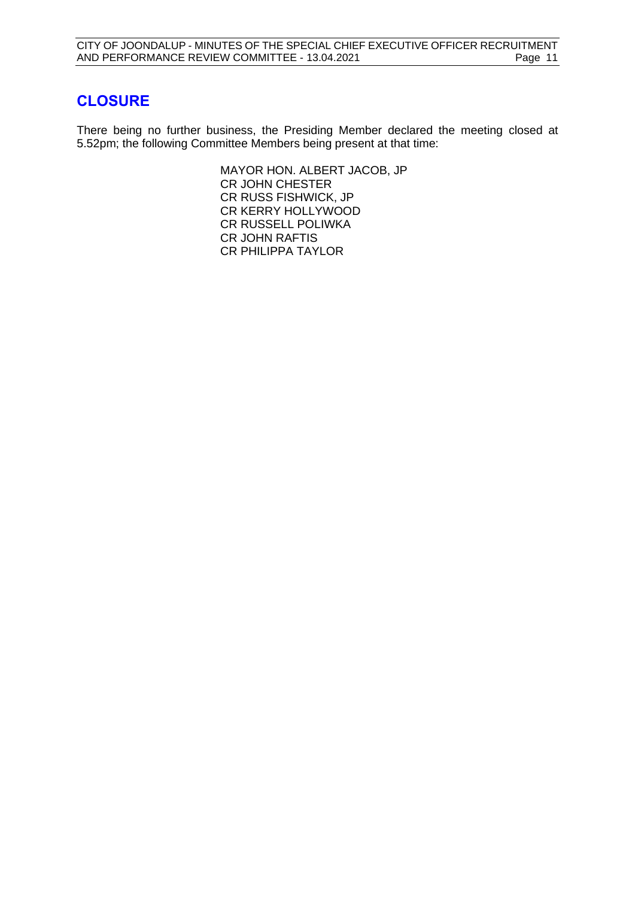## CLOSURE

There being no further business, the Presiding Member declared the meeting closed at 5.52pm; the following Committee Members being present at that time:

MAYOR HON. ALBERT JACOB, JP
CR JOHN CHESTER
CR RUSS FISHWICK, JP
CR KERRY HOLLYWOOD
CR RUSSELL POLIWKA
CR JOHN RAFTIS
CR PHILIPPA TAYLOR